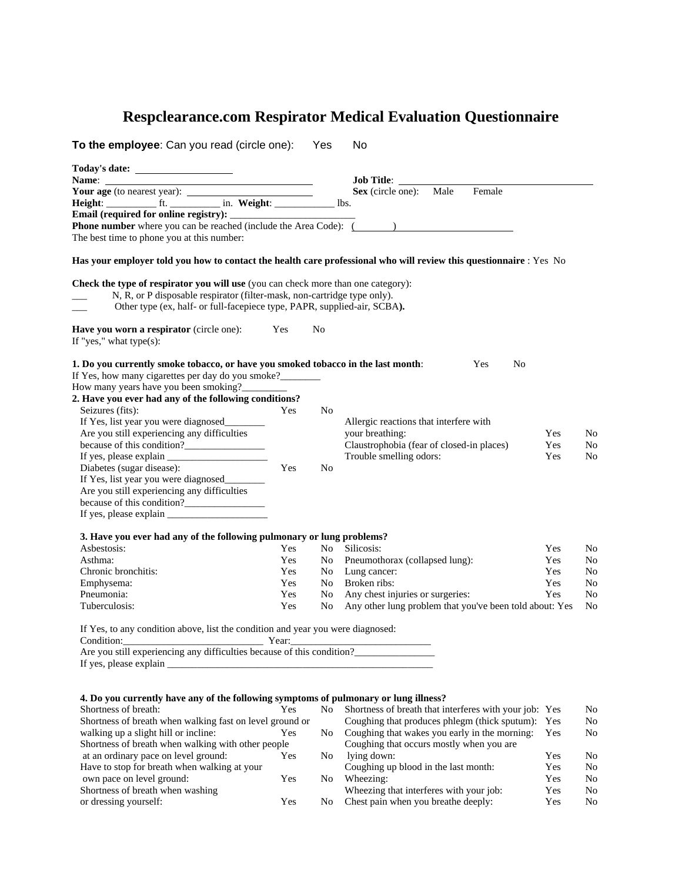# Respclearance.com Respirator Medical Evaluation Questionnaire

**To the employee**: Can you read (circle one): Yes No

**Today's date:** ____________________
**Name**: ________________________________________ **Job Title**: ________________________________________
**Your age** (to nearest year): __________________________ **Sex** (circle one): Male Female
**Height**: __________ ft. __________ in. **Weight**: ____________ lbs.
**Email (required for online registry):** ________________________
**Phone number** where you can be reached (include the Area Code): ( ) ________________________
The best time to phone you at this number:

**Has your employer told you how to contact the health care professional who will review this questionnaire** : Yes No

**Check the type of respirator you will use** (you can check more than one category):
___ N, R, or P disposable respirator (filter-mask, non-cartridge type only).
___ Other type (ex, half- or full-facepiece type, PAPR, supplied-air, SCBA**).**

**Have you worn a respirator** (circle one): Yes No
If "yes," what type(s):

**1. Do you currently smoke tobacco, or have you smoked tobacco in the last month**: Yes No
If Yes, how many cigarettes per day do you smoke?________
How many years have you been smoking?_________

**2. Have you ever had any of the following conditions?**

Seizures (fits): Yes No
If Yes, list year you were diagnosed________
Are you still experiencing any difficulties because of this condition?________________
If yes, please explain ____________________

Diabetes (sugar disease): Yes No
If Yes, list year you were diagnosed________
Are you still experiencing any difficulties because of this condition?________________
If yes, please explain ____________________

| | | |
|---|---|---|
| Allergic reactions that interfere with your breathing: | Yes | No |
| Claustrophobia (fear of closed-in places) | Yes | No |
| Trouble smelling odors: | Yes | No |

**3. Have you ever had any of the following pulmonary or lung problems?**

| | | | | | |
|---|---|---|---|---|---|
| Asbestosis: | Yes | No | Silicosis: | Yes | No |
| Asthma: | Yes | No | Pneumothorax (collapsed lung): | Yes | No |
| Chronic bronchitis: | Yes | No | Lung cancer: | Yes | No |
| Emphysema: | Yes | No | Broken ribs: | Yes | No |
| Pneumonia: | Yes | No | Any chest injuries or surgeries: | Yes | No |
| Tuberculosis: | Yes | No | Any other lung problem that you've been told about: | Yes | No |

If Yes, to any condition above, list the condition and year you were diagnosed:
Condition:____________________________ Year:____________________________
Are you still experiencing any difficulties because of this condition?________________
If yes, please explain ______________________________________________________

**4. Do you currently have any of the following symptoms of pulmonary or lung illness?**

| | | | | | |
|---|---|---|---|---|---|
| Shortness of breath: | Yes | No | Shortness of breath that interferes with your job: | Yes | No |
| Shortness of breath when walking fast on level ground or walking up a slight hill or incline: | Yes | No | Coughing that produces phlegm (thick sputum): | Yes | No |
| Shortness of breath when walking with other people at an ordinary pace on level ground: | Yes | No | Coughing that wakes you early in the morning: | Yes | No |
| Have to stop for breath when walking at your own pace on level ground: | Yes | No | Coughing that occurs mostly when you are lying down: | Yes | No |
| Shortness of breath when washing or dressing yourself: | Yes | No | Coughing up blood in the last month: | Yes | No |
| | | | Wheezing: | Yes | No |
| | | | Wheezing that interferes with your job: | Yes | No |
| | | | Chest pain when you breathe deeply: | Yes | No |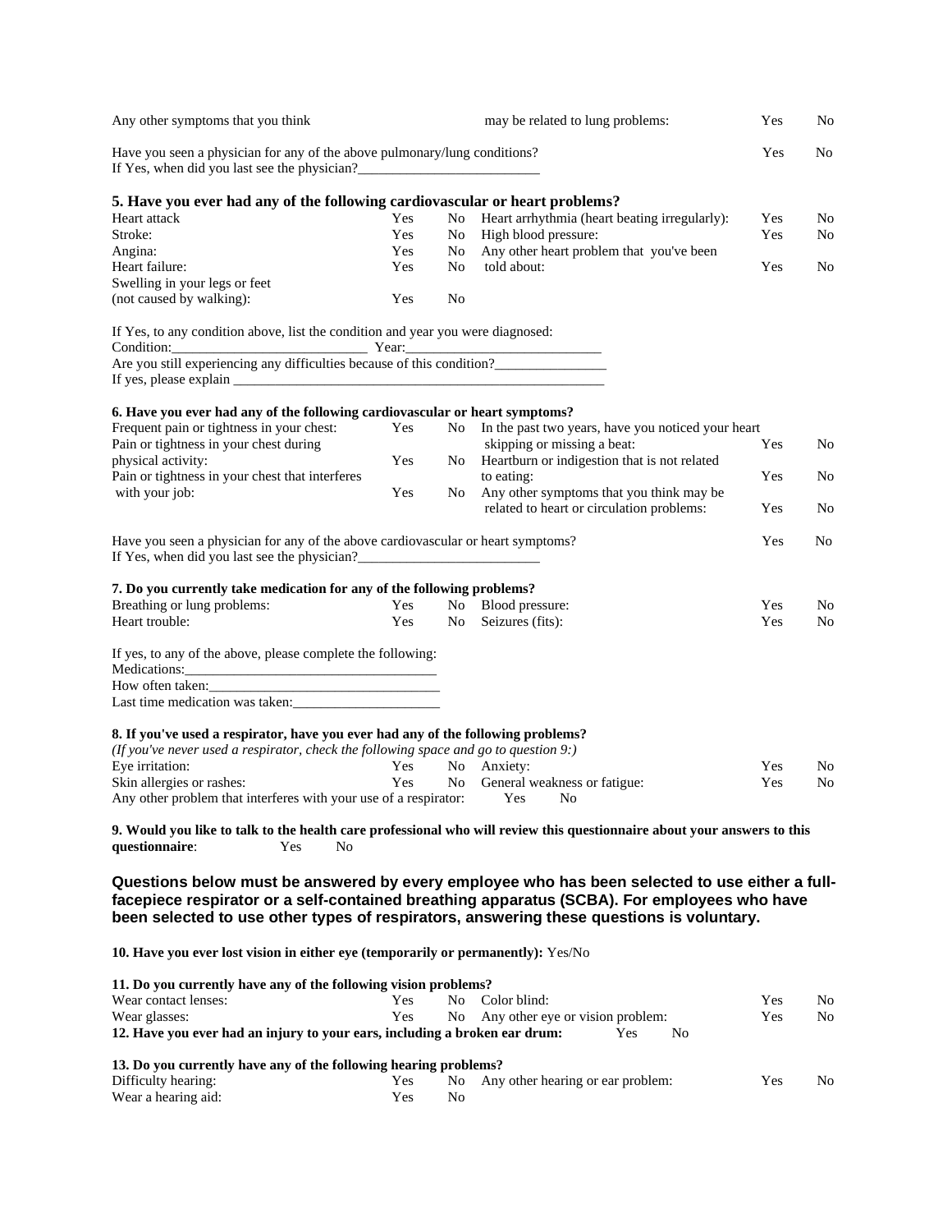Any other symptoms that you think may be related to lung problems: Yes No

Have you seen a physician for any of the above pulmonary/lung conditions? Yes No
If Yes, when did you last see the physician?_________________________

### 5. Have you ever had any of the following cardiovascular or heart problems?

| | | | | | |
|---|---|---|---|---|---|
| Heart attack | Yes | No | Heart arrhythmia (heart beating irregularly): | Yes | No |
| Stroke: | Yes | No | High blood pressure: | Yes | No |
| Angina: | Yes | No | Any other heart problem that you've been told about: | Yes | No |
| Heart failure: | Yes | No | | | |
| Swelling in your legs or feet (not caused by walking): | Yes | No | | | |

If Yes, to any condition above, list the condition and year you were diagnosed:
Condition:___________________________ Year:___________________________
Are you still experiencing any difficulties because of this condition?_______________
If yes, please explain _____________________________________________________

**6. Have you ever had any of the following cardiovascular or heart symptoms?**

| | | | | | |
|---|---|---|---|---|---|
| Frequent pain or tightness in your chest: | Yes | No | In the past two years, have you noticed your heart skipping or missing a beat: | Yes | No |
| Pain or tightness in your chest during physical activity: | Yes | No | Heartburn or indigestion that is not related to eating: | Yes | No |
| Pain or tightness in your chest that interferes with your job: | Yes | No | Any other symptoms that you think may be related to heart or circulation problems: | Yes | No |

Have you seen a physician for any of the above cardiovascular or heart symptoms? Yes No
If Yes, when did you last see the physician?_________________________

**7. Do you currently take medication for any of the following problems?**

| | | | | | |
|---|---|---|---|---|---|
| Breathing or lung problems: | Yes | No | Blood pressure: | Yes | No |
| Heart trouble: | Yes | No | Seizures (fits): | Yes | No |

If yes, to any of the above, please complete the following:
Medications:__________________________________
How often taken:________________________________
Last time medication was taken:____________________

**8. If you've used a respirator, have you ever had any of the following problems?**
*(If you've never used a respirator, check the following space and go to question 9:)*

| | | | | | |
|---|---|---|---|---|---|
| Eye irritation: | Yes | No | Anxiety: | Yes | No |
| Skin allergies or rashes: | Yes | No | General weakness or fatigue: | Yes | No |

Any other problem that interferes with your use of a respirator: Yes No

**9. Would you like to talk to the health care professional who will review this questionnaire about your answers to this questionnaire**: Yes No

### Questions below must be answered by every employee who has been selected to use either a full-facepiece respirator or a self-contained breathing apparatus (SCBA). For employees who have been selected to use other types of respirators, answering these questions is voluntary.

**10. Have you ever lost vision in either eye (temporarily or permanently):** Yes/No

**11. Do you currently have any of the following vision problems?**

| | | | | | |
|---|---|---|---|---|---|
| Wear contact lenses: | Yes | No | Color blind: | Yes | No |
| Wear glasses: | Yes | No | Any other eye or vision problem: | Yes | No |

**12. Have you ever had an injury to your ears, including a broken ear drum:** Yes No

**13. Do you currently have any of the following hearing problems?**

| | | | | | |
|---|---|---|---|---|---|
| Difficulty hearing: | Yes | No | Any other hearing or ear problem: | Yes | No |
| Wear a hearing aid: | Yes | No | | | |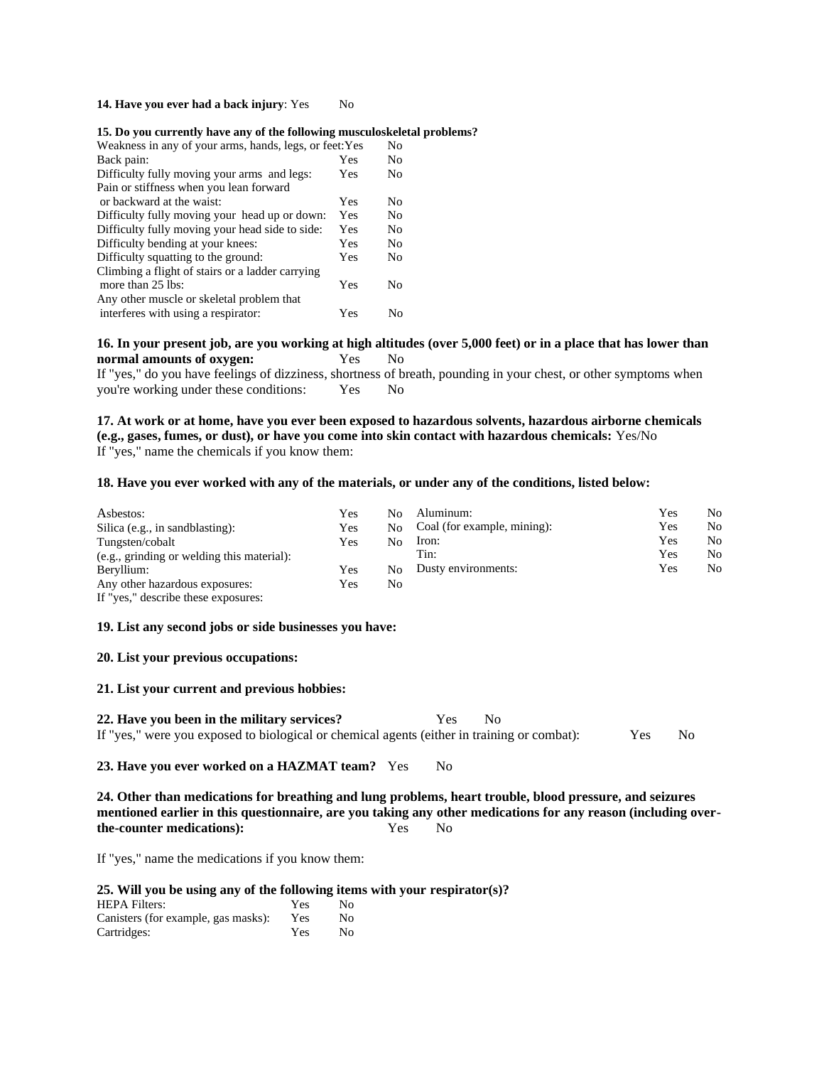**14. Have you ever had a back injury**: Yes No

**15. Do you currently have any of the following musculoskeletal problems?**

| | | |
|---|---|---|
| Weakness in any of your arms, hands, legs, or feet: | Yes | No |
| Back pain: | Yes | No |
| Difficulty fully moving your arms and legs: | Yes | No |
| Pain or stiffness when you lean forward or backward at the waist: | Yes | No |
| Difficulty fully moving your head up or down: | Yes | No |
| Difficulty fully moving your head side to side: | Yes | No |
| Difficulty bending at your knees: | Yes | No |
| Difficulty squatting to the ground: | Yes | No |
| Climbing a flight of stairs or a ladder carrying more than 25 lbs: | Yes | No |
| Any other muscle or skeletal problem that interferes with using a respirator: | Yes | No |

**16. In your present job, are you working at high altitudes (over 5,000 feet) or in a place that has lower than normal amounts of oxygen:** Yes No

If "yes," do you have feelings of dizziness, shortness of breath, pounding in your chest, or other symptoms when you're working under these conditions: Yes No

**17. At work or at home, have you ever been exposed to hazardous solvents, hazardous airborne chemicals (e.g., gases, fumes, or dust), or have you come into skin contact with hazardous chemicals:** Yes/No

If "yes," name the chemicals if you know them:

**18. Have you ever worked with any of the materials, or under any of the conditions, listed below:**

| | | | | | |
|---|---|---|---|---|---|
| Asbestos: | Yes | No | Aluminum: | Yes | No |
| Silica (e.g., in sandblasting): | Yes | No | Coal (for example, mining): | Yes | No |
| Tungsten/cobalt (e.g., grinding or welding this material): | Yes | No | Iron: | Yes | No |
| | | | Tin: | Yes | No |
| Beryllium: | Yes | No | Dusty environments: | Yes | No |
| Any other hazardous exposures: | Yes | No | | | |

If "yes," describe these exposures:

**19. List any second jobs or side businesses you have:**

**20. List your previous occupations:**

**21. List your current and previous hobbies:**

**22. Have you been in the military services?** Yes No

If "yes," were you exposed to biological or chemical agents (either in training or combat): Yes No

**23. Have you ever worked on a HAZMAT team?** Yes No

**24. Other than medications for breathing and lung problems, heart trouble, blood pressure, and seizures mentioned earlier in this questionnaire, are you taking any other medications for any reason (including over-the-counter medications):** Yes No

If "yes," name the medications if you know them:

**25. Will you be using any of the following items with your respirator(s)?**

| | | |
|---|---|---|
| HEPA Filters: | Yes | No |
| Canisters (for example, gas masks): | Yes | No |
| Cartridges: | Yes | No |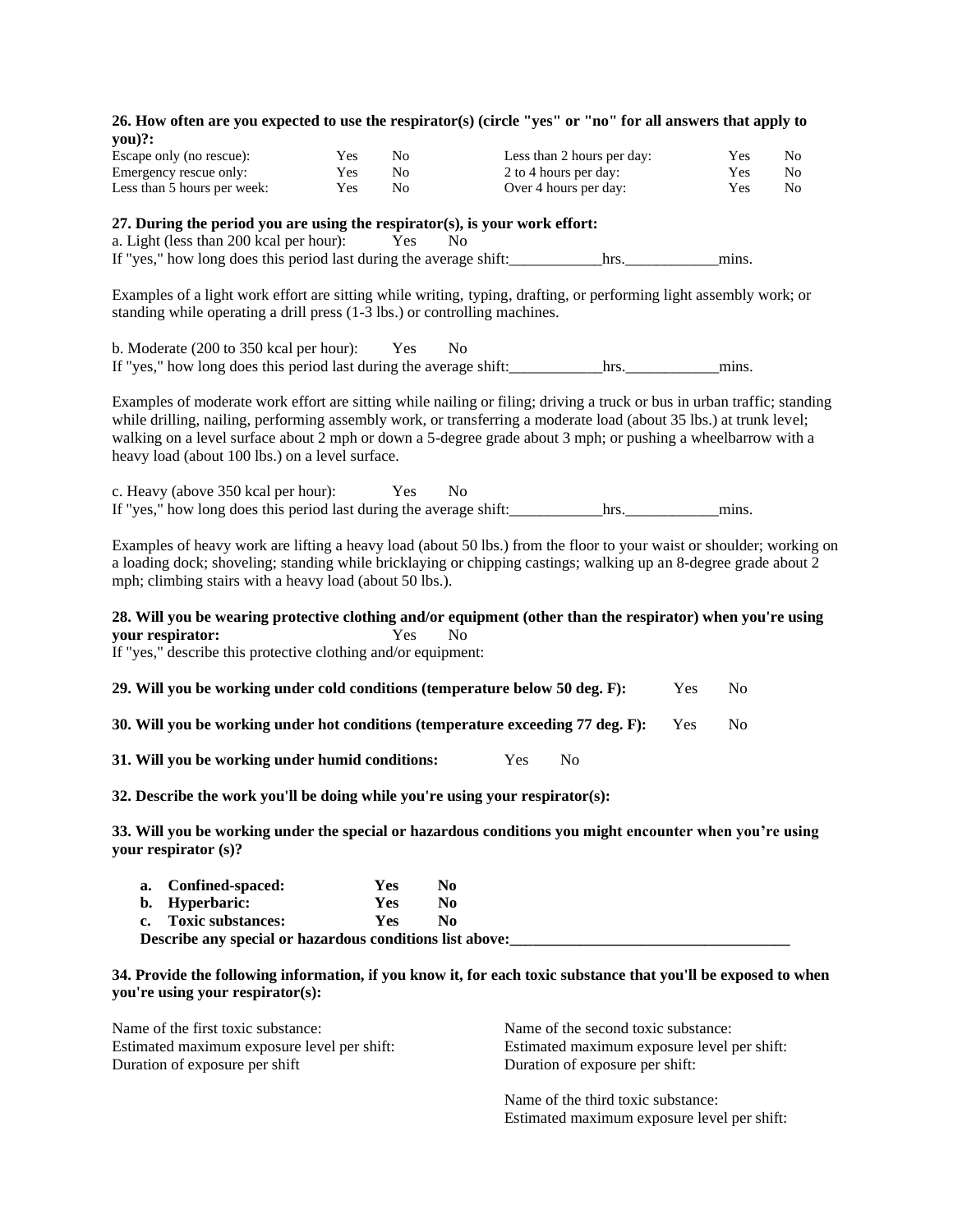**26. How often are you expected to use the respirator(s) (circle "yes" or "no" for all answers that apply to you)?:**

| | | | | | |
|---|---|---|---|---|---|
| Escape only (no rescue): | Yes | No | Less than 2 hours per day: | Yes | No |
| Emergency rescue only: | Yes | No | 2 to 4 hours per day: | Yes | No |
| Less than 5 hours per week: | Yes | No | Over 4 hours per day: | Yes | No |

**27. During the period you are using the respirator(s), is your work effort:**

a. Light (less than 200 kcal per hour): Yes No

If "yes," how long does this period last during the average shift:____________hrs.____________mins.

Examples of a light work effort are sitting while writing, typing, drafting, or performing light assembly work; or standing while operating a drill press (1-3 lbs.) or controlling machines.

b. Moderate (200 to 350 kcal per hour): Yes No

If "yes," how long does this period last during the average shift:____________hrs.____________mins.

Examples of moderate work effort are sitting while nailing or filing; driving a truck or bus in urban traffic; standing while drilling, nailing, performing assembly work, or transferring a moderate load (about 35 lbs.) at trunk level; walking on a level surface about 2 mph or down a 5-degree grade about 3 mph; or pushing a wheelbarrow with a heavy load (about 100 lbs.) on a level surface.

c. Heavy (above 350 kcal per hour): Yes No

If "yes," how long does this period last during the average shift:____________hrs.____________mins.

Examples of heavy work are lifting a heavy load (about 50 lbs.) from the floor to your waist or shoulder; working on a loading dock; shoveling; standing while bricklaying or chipping castings; walking up an 8-degree grade about 2 mph; climbing stairs with a heavy load (about 50 lbs.).

**28. Will you be wearing protective clothing and/or equipment (other than the respirator) when you're using your respirator:** Yes No

If "yes," describe this protective clothing and/or equipment:

**29. Will you be working under cold conditions (temperature below 50 deg. F):** Yes No

**30. Will you be working under hot conditions (temperature exceeding 77 deg. F):** Yes No

**31. Will you be working under humid conditions:** Yes No

**32. Describe the work you'll be doing while you're using your respirator(s):**

**33. Will you be working under the special or hazardous conditions you might encounter when you're using your respirator (s)?**

| | | |
|---|---|---|
| **a. Confined-spaced:** | **Yes** | **No** |
| **b. Hyperbaric:** | **Yes** | **No** |
| **c. Toxic substances:** | **Yes** | **No** |

**Describe any special or hazardous conditions list above:____________________________________**

**34. Provide the following information, if you know it, for each toxic substance that you'll be exposed to when you're using your respirator(s):**

Name of the first toxic substance:
Estimated maximum exposure level per shift:
Duration of exposure per shift

Name of the second toxic substance:
Estimated maximum exposure level per shift:
Duration of exposure per shift:

Name of the third toxic substance:
Estimated maximum exposure level per shift: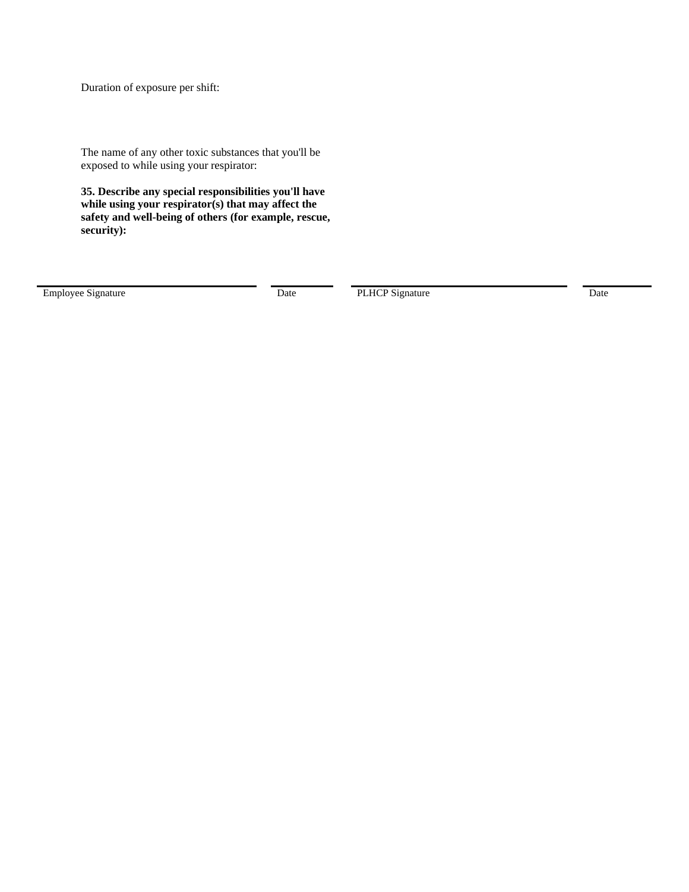Duration of exposure per shift:

The name of any other toxic substances that you'll be exposed to while using your respirator:

**35. Describe any special responsibilities you'll have while using your respirator(s) that may affect the safety and well-being of others (for example, rescue, security):**

| Employee Signature | Date | PLHCP Signature | Date |
|---|---|---|---|